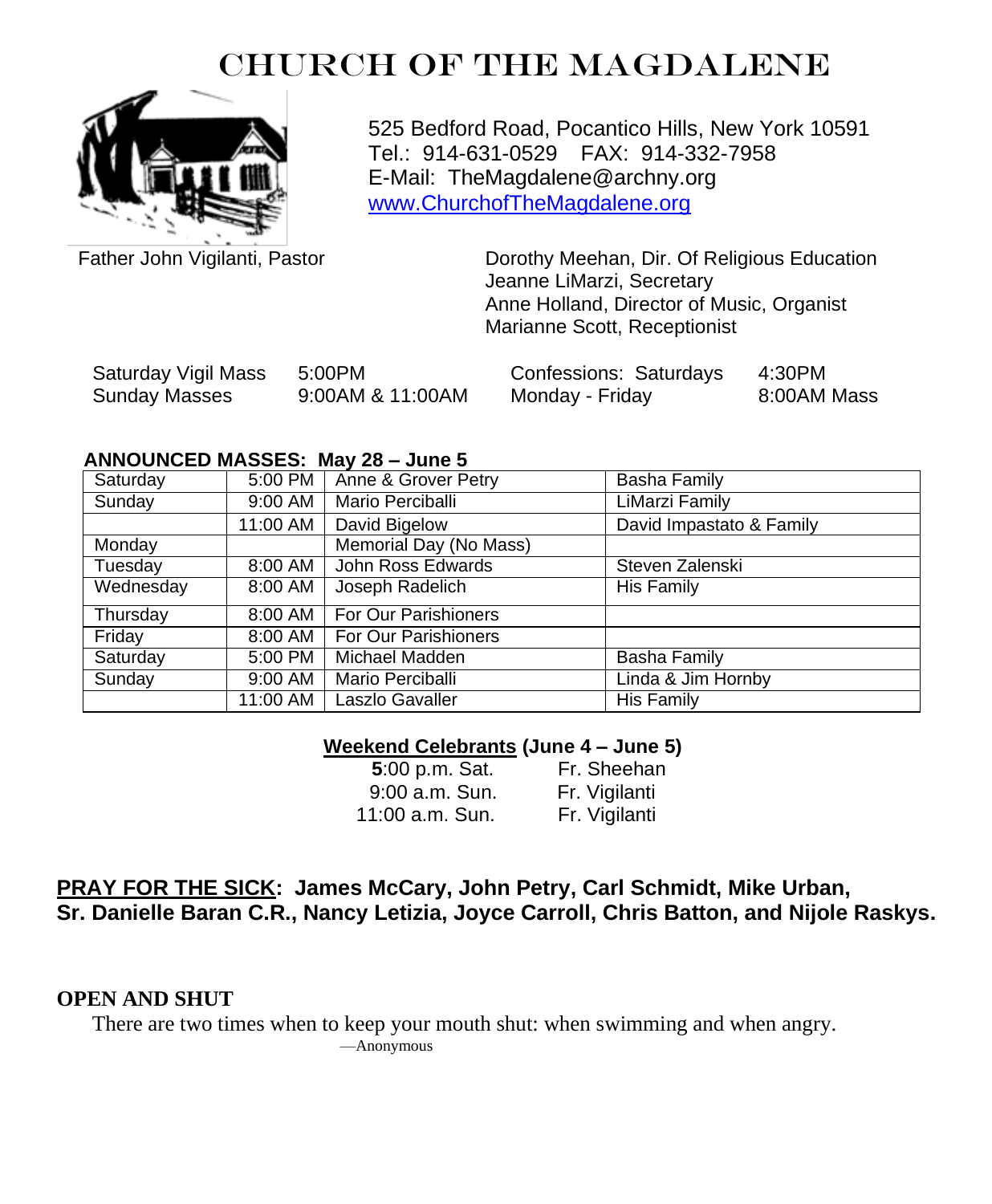# CHURCH OF THE MAGDALENE

525 Bedford Road, Pocantico Hills, New York 10591
Tel.: 914-631-0529 FAX: 914-332-7958
E-Mail: TheMagdalene@archny.org
[www.ChurchofTheMagdalene.org](http://www.ChurchofTheMagdalene.org)

Father John Vigilanti, Pastor

Dorothy Meehan, Dir. Of Religious Education
Jeanne LiMarzi, Secretary
Anne Holland, Director of Music, Organist
Marianne Scott, Receptionist

| | | | |
|---|---|---|---|
| Saturday Vigil Mass | 5:00PM | Confessions: Saturdays | 4:30PM |
| Sunday Masses | 9:00AM & 11:00AM | Monday - Friday | 8:00AM Mass |

**ANNOUNCED MASSES: May 28 – June 5**

| | | | |
|---|---|---|---|
| Saturday | 5:00 PM | Anne & Grover Petry | Basha Family |
| Sunday | 9:00 AM | Mario Perciballi | LiMarzi Family |
| | 11:00 AM | David Bigelow | David Impastato & Family |
| Monday | | Memorial Day (No Mass) | |
| Tuesday | 8:00 AM | John Ross Edwards | Steven Zalenski |
| Wednesday | 8:00 AM | Joseph Radelich | His Family |
| Thursday | 8:00 AM | For Our Parishioners | |
| Friday | 8:00 AM | For Our Parishioners | |
| Saturday | 5:00 PM | Michael Madden | Basha Family |
| Sunday | 9:00 AM | Mario Perciballi | Linda & Jim Hornby |
| | 11:00 AM | Laszlo Gavaller | His Family |

**Weekend Celebrants (June 4 – June 5)**

| | |
|---|---|
| **5**:00 p.m. Sat. | Fr. Sheehan |
| 9:00 a.m. Sun. | Fr. Vigilanti |
| 11:00 a.m. Sun. | Fr. Vigilanti |

**PRAY FOR THE SICK: James McCary, John Petry, Carl Schmidt, Mike Urban, Sr. Danielle Baran C.R., Nancy Letizia, Joyce Carroll, Chris Batton, and Nijole Raskys.**

**OPEN AND SHUT**

There are two times when to keep your mouth shut: when swimming and when angry.

—Anonymous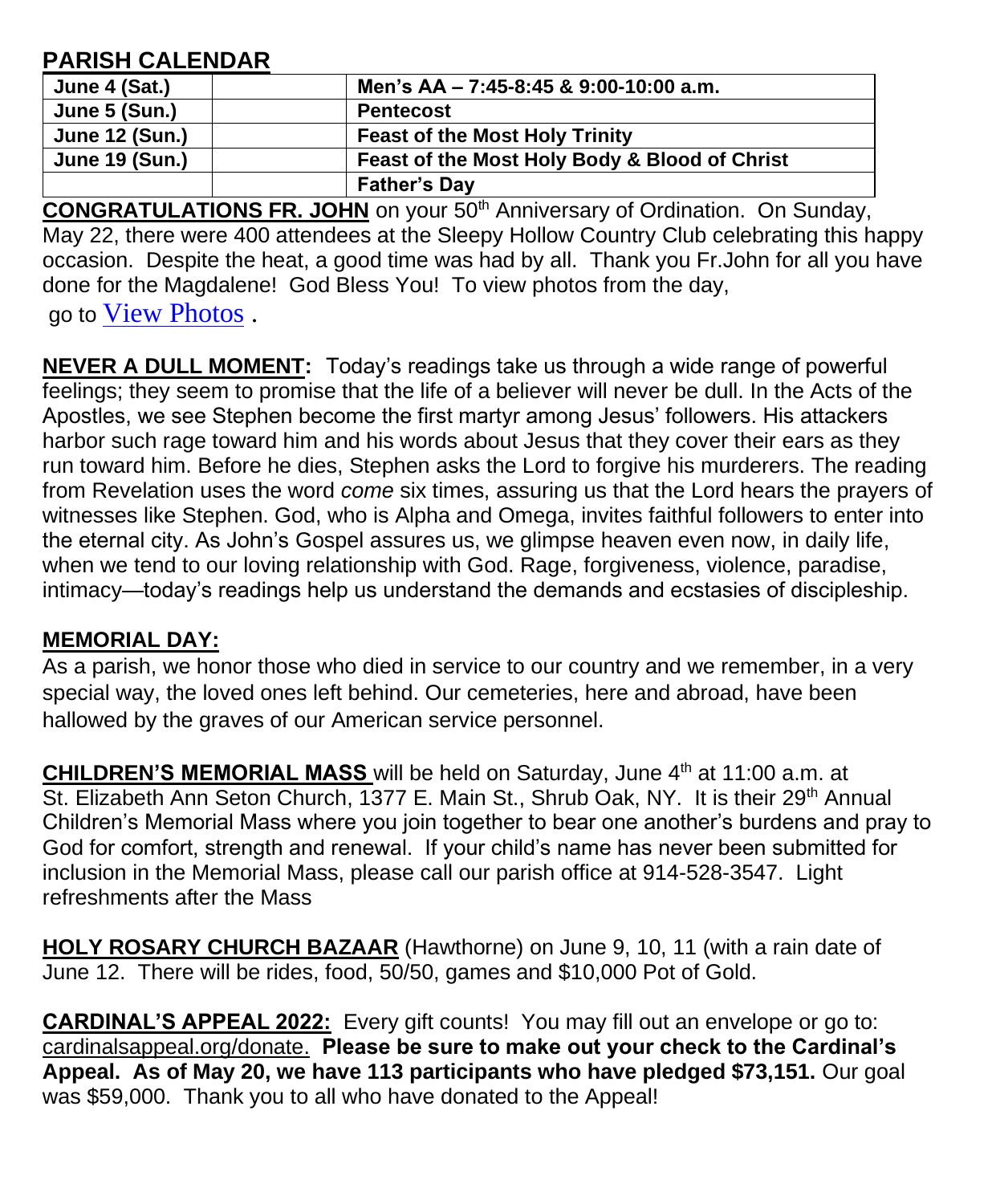## PARISH CALENDAR

| June 4 (Sat.) | | Men's AA – 7:45-8:45 & 9:00-10:00 a.m. |
|---|---|---|
| June 5 (Sun.) | | Pentecost |
| June 12 (Sun.) | | Feast of the Most Holy Trinity |
| June 19 (Sun.) | | Feast of the Most Holy Body & Blood of Christ |
| | | Father's Day |

**CONGRATULATIONS FR. JOHN** on your 50th Anniversary of Ordination. On Sunday, May 22, there were 400 attendees at the Sleepy Hollow Country Club celebrating this happy occasion. Despite the heat, a good time was had by all. Thank you Fr.John for all you have done for the Magdalene! God Bless You! To view photos from the day, go to View Photos .

**NEVER A DULL MOMENT:** Today's readings take us through a wide range of powerful feelings; they seem to promise that the life of a believer will never be dull. In the Acts of the Apostles, we see Stephen become the first martyr among Jesus' followers. His attackers harbor such rage toward him and his words about Jesus that they cover their ears as they run toward him. Before he dies, Stephen asks the Lord to forgive his murderers. The reading from Revelation uses the word *come* six times, assuring us that the Lord hears the prayers of witnesses like Stephen. God, who is Alpha and Omega, invites faithful followers to enter into the eternal city. As John's Gospel assures us, we glimpse heaven even now, in daily life, when we tend to our loving relationship with God. Rage, forgiveness, violence, paradise, intimacy—today's readings help us understand the demands and ecstasies of discipleship.

**MEMORIAL DAY:**

As a parish, we honor those who died in service to our country and we remember, in a very special way, the loved ones left behind. Our cemeteries, here and abroad, have been hallowed by the graves of our American service personnel.

**CHILDREN'S MEMORIAL MASS** will be held on Saturday, June 4th at 11:00 a.m. at St. Elizabeth Ann Seton Church, 1377 E. Main St., Shrub Oak, NY. It is their 29th Annual Children's Memorial Mass where you join together to bear one another's burdens and pray to God for comfort, strength and renewal. If your child's name has never been submitted for inclusion in the Memorial Mass, please call our parish office at 914-528-3547. Light refreshments after the Mass

**HOLY ROSARY CHURCH BAZAAR** (Hawthorne) on June 9, 10, 11 (with a rain date of June 12. There will be rides, food, 50/50, games and $10,000 Pot of Gold.

**CARDINAL'S APPEAL 2022:** Every gift counts! You may fill out an envelope or go to: cardinalsappeal.org/donate. **Please be sure to make out your check to the Cardinal's Appeal. As of May 20, we have 113 participants who have pledged $73,151.** Our goal was $59,000. Thank you to all who have donated to the Appeal!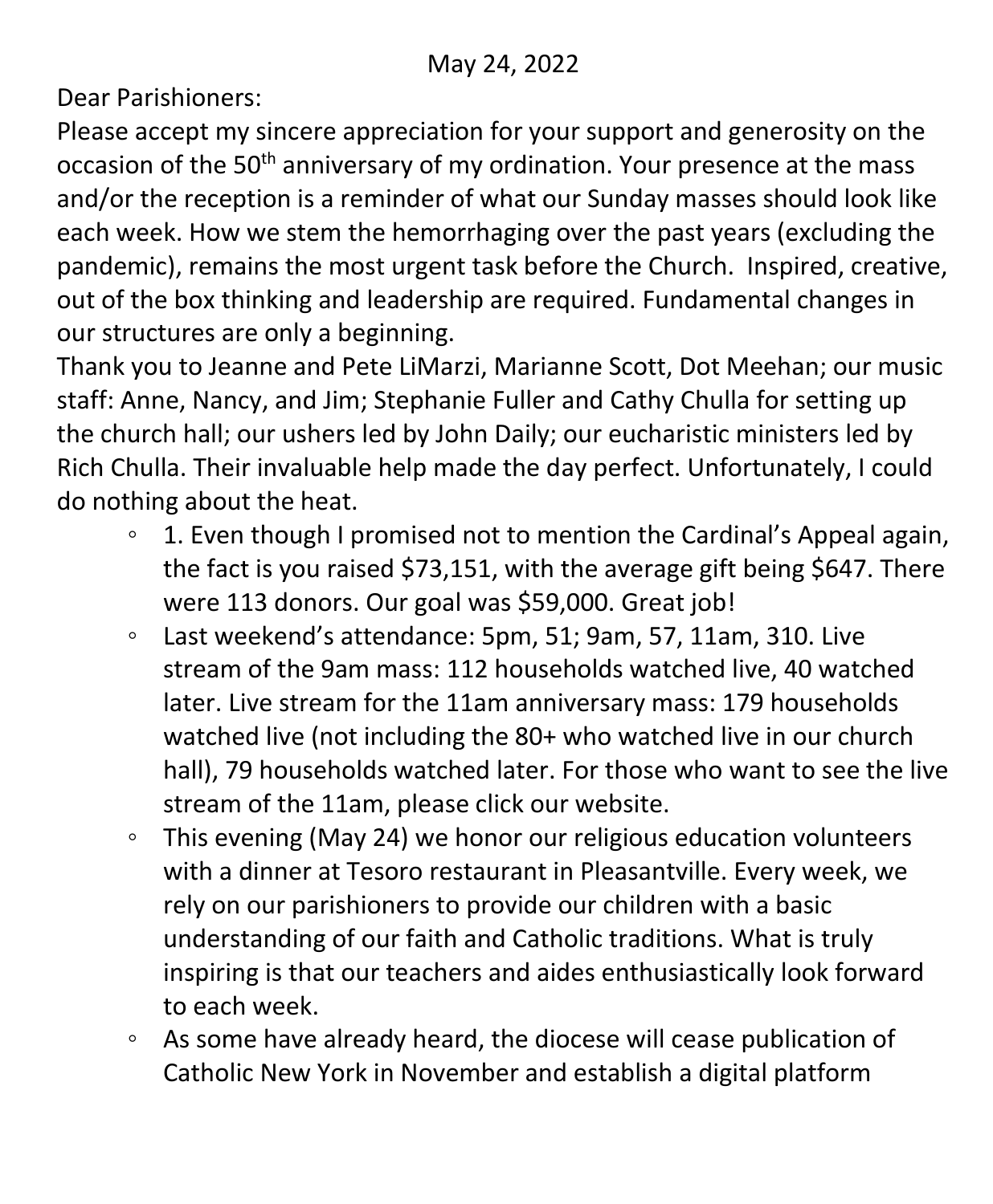May 24, 2022

Dear Parishioners:

Please accept my sincere appreciation for your support and generosity on the occasion of the 50th anniversary of my ordination. Your presence at the mass and/or the reception is a reminder of what our Sunday masses should look like each week. How we stem the hemorrhaging over the past years (excluding the pandemic), remains the most urgent task before the Church. Inspired, creative, out of the box thinking and leadership are required. Fundamental changes in our structures are only a beginning.

Thank you to Jeanne and Pete LiMarzi, Marianne Scott, Dot Meehan; our music staff: Anne, Nancy, and Jim; Stephanie Fuller and Cathy Chulla for setting up the church hall; our ushers led by John Daily; our eucharistic ministers led by Rich Chulla. Their invaluable help made the day perfect. Unfortunately, I could do nothing about the heat.

- 1. Even though I promised not to mention the Cardinal's Appeal again, the fact is you raised $73,151, with the average gift being $647. There were 113 donors. Our goal was $59,000. Great job!
- Last weekend's attendance: 5pm, 51; 9am, 57, 11am, 310. Live stream of the 9am mass: 112 households watched live, 40 watched later. Live stream for the 11am anniversary mass: 179 households watched live (not including the 80+ who watched live in our church hall), 79 households watched later. For those who want to see the live stream of the 11am, please click our website.
- This evening (May 24) we honor our religious education volunteers with a dinner at Tesoro restaurant in Pleasantville. Every week, we rely on our parishioners to provide our children with a basic understanding of our faith and Catholic traditions. What is truly inspiring is that our teachers and aides enthusiastically look forward to each week.
- As some have already heard, the diocese will cease publication of Catholic New York in November and establish a digital platform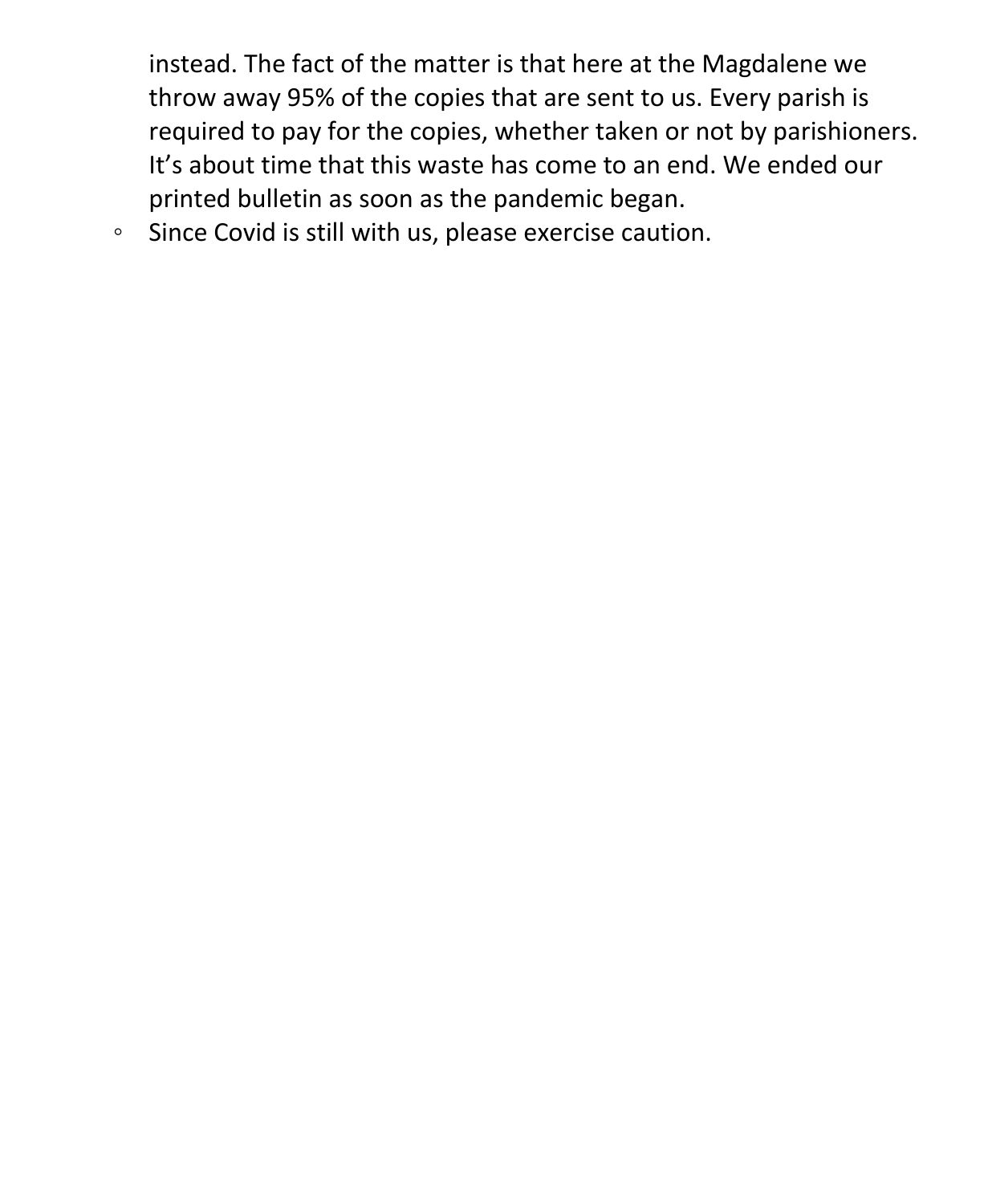instead. The fact of the matter is that here at the Magdalene we throw away 95% of the copies that are sent to us. Every parish is required to pay for the copies, whether taken or not by parishioners. It's about time that this waste has come to an end. We ended our printed bulletin as soon as the pandemic began.

- Since Covid is still with us, please exercise caution.